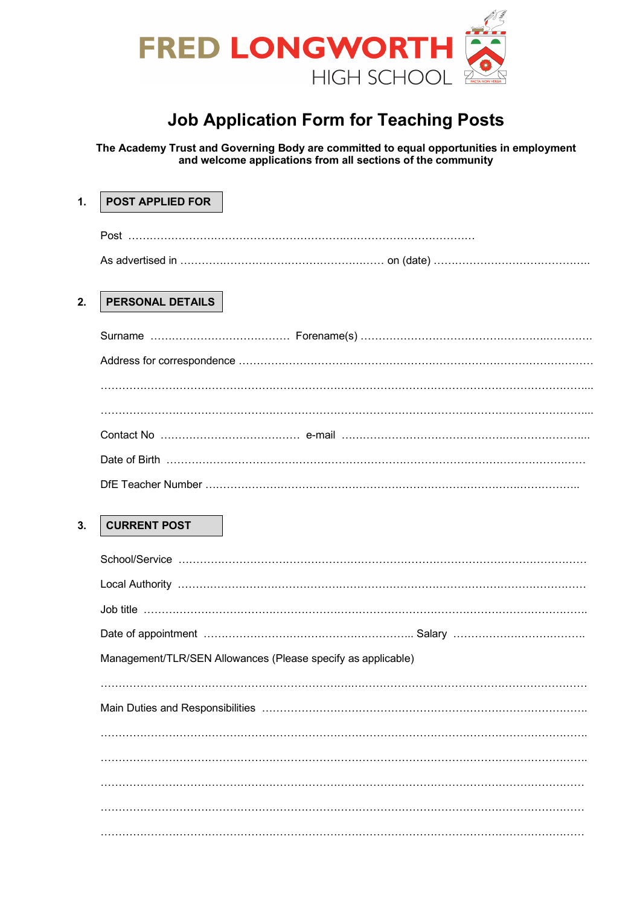# FRED LONGWORTH HIGH SCHOOL

FACTA NON VERBA

## Job Application Form for Teaching Posts

**The Academy Trust and Governing Body are committed to equal opportunities in employment and welcome applications from all sections of the community**

### 1. POST APPLIED FOR

Post ……………………………………………………………………………………

As advertised in ……………………………………………… on (date) ……………………………………

### 2. PERSONAL DETAILS

Surname ………………………………… Forename(s) ……………………………………………………

Address for correspondence ……………………………………………………………………………

……………………………………………………………………………………………………………

……………………………………………………………………………………………………………

Contact No ………………………………… e-mail ……………………………………………………

Date of Birth ……………………………………………………………………………………………

DfE Teacher Number ……………………………………………………………………………………

### 3. CURRENT POST

School/Service ……………………………………………………………………………………………

Local Authority ……………………………………………………………………………………………

Job title ……………………………………………………………………………………………………

Date of appointment ……………………………………………… Salary ………………………………

Management/TLR/SEN Allowances (Please specify as applicable)

……………………………………………………………………………………………………………

Main Duties and Responsibilities ………………………………………………………………………

……………………………………………………………………………………………………………

……………………………………………………………………………………………………………

……………………………………………………………………………………………………………

……………………………………………………………………………………………………………

……………………………………………………………………………………………………………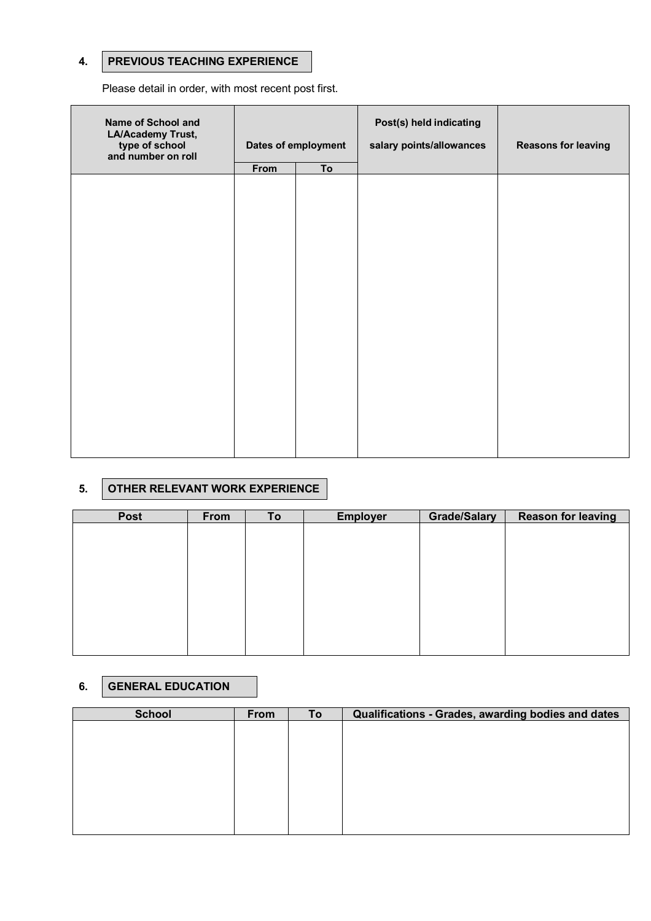## 4. PREVIOUS TEACHING EXPERIENCE

Please detail in order, with most recent post first.

| Name of School and LA/Academy Trust, type of school and number on roll | Dates of employment | | Post(s) held indicating salary points/allowances | Reasons for leaving |
|---|---|---|---|---|
| | From | To | | |
| | | | | |

## 5. OTHER RELEVANT WORK EXPERIENCE

| Post | From | To | Employer | Grade/Salary | Reason for leaving |
|---|---|---|---|---|---|
| | | | | | |

## 6. GENERAL EDUCATION

| School | From | To | Qualifications - Grades, awarding bodies and dates |
|---|---|---|---|
| | | | |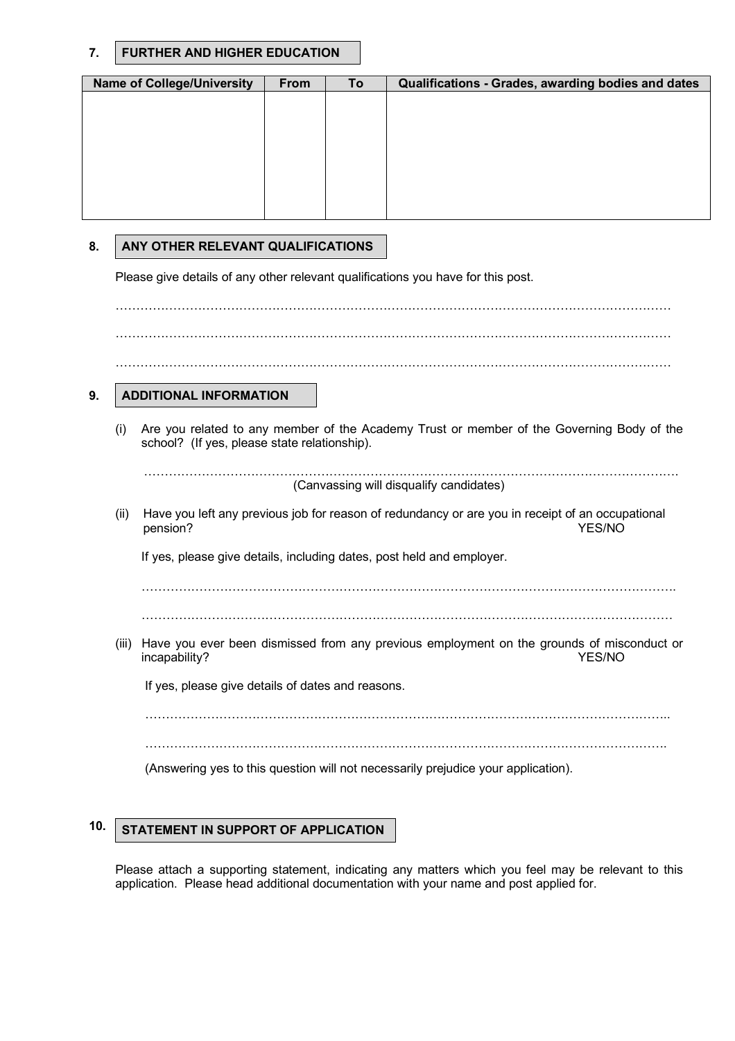## 7. FURTHER AND HIGHER EDUCATION

| Name of College/University | From | To | Qualifications - Grades, awarding bodies and dates |
| --- | --- | --- | --- |
| | | | |

## 8. ANY OTHER RELEVANT QUALIFICATIONS

Please give details of any other relevant qualifications you have for this post.

…………………………………………………………………………………………………………………

…………………………………………………………………………………………………………………

…………………………………………………………………………………………………………………

## 9. ADDITIONAL INFORMATION

(i) Are you related to any member of the Academy Trust or member of the Governing Body of the school? (If yes, please state relationship).

…………………………………………………………………………………………………………………
(Canvassing will disqualify candidates)

(ii) Have you left any previous job for reason of redundancy or are you in receipt of an occupational pension? YES/NO

If yes, please give details, including dates, post held and employer.

…………………………………………………………………………………………………………………

…………………………………………………………………………………………………………………

(iii) Have you ever been dismissed from any previous employment on the grounds of misconduct or incapability? YES/NO

If yes, please give details of dates and reasons.

…………………………………………………………………………………………………………………

…………………………………………………………………………………………………………………

(Answering yes to this question will not necessarily prejudice your application).

## 10. STATEMENT IN SUPPORT OF APPLICATION

Please attach a supporting statement, indicating any matters which you feel may be relevant to this application. Please head additional documentation with your name and post applied for.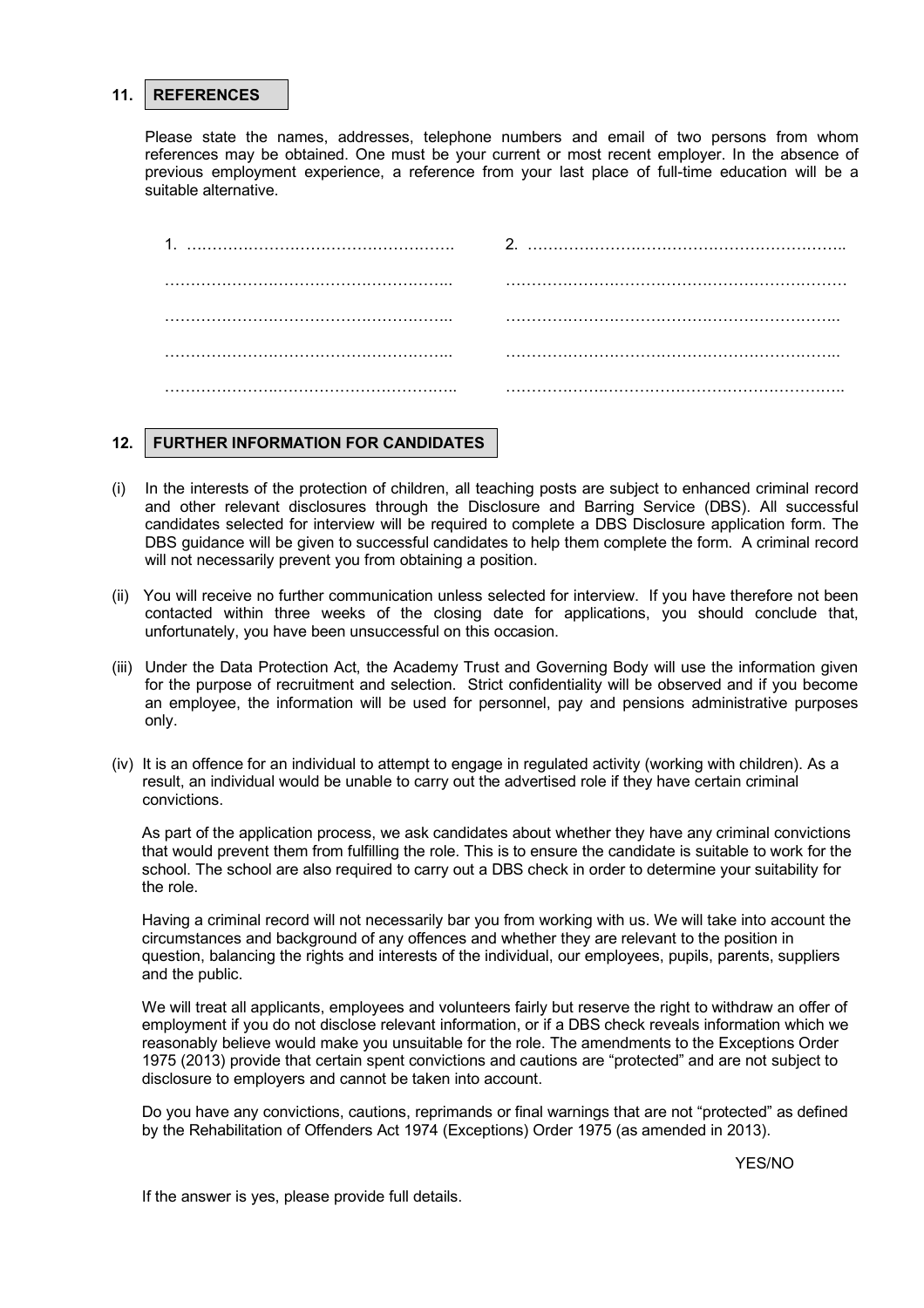## 11. REFERENCES

Please state the names, addresses, telephone numbers and email of two persons from whom references may be obtained. One must be your current or most recent employer. In the absence of previous employment experience, a reference from your last place of full-time education will be a suitable alternative.

| | |
|---|---|
| 1. ……………………………………………. | 2. …………………………………………………….. |
| …………………………………………….. | ……………………………………………………… |
| …………………………………………….. | …………………………………………………….. |
| …………………………………………….. | …………………………………………………….. |
| …………………………………………….. | …………………………………………………….. |

## 12. FURTHER INFORMATION FOR CANDIDATES

(i) In the interests of the protection of children, all teaching posts are subject to enhanced criminal record and other relevant disclosures through the Disclosure and Barring Service (DBS). All successful candidates selected for interview will be required to complete a DBS Disclosure application form. The DBS guidance will be given to successful candidates to help them complete the form. A criminal record will not necessarily prevent you from obtaining a position.

(ii) You will receive no further communication unless selected for interview. If you have therefore not been contacted within three weeks of the closing date for applications, you should conclude that, unfortunately, you have been unsuccessful on this occasion.

(iii) Under the Data Protection Act, the Academy Trust and Governing Body will use the information given for the purpose of recruitment and selection. Strict confidentiality will be observed and if you become an employee, the information will be used for personnel, pay and pensions administrative purposes only.

(iv) It is an offence for an individual to attempt to engage in regulated activity (working with children). As a result, an individual would be unable to carry out the advertised role if they have certain criminal convictions.

As part of the application process, we ask candidates about whether they have any criminal convictions that would prevent them from fulfilling the role. This is to ensure the candidate is suitable to work for the school. The school are also required to carry out a DBS check in order to determine your suitability for the role.

Having a criminal record will not necessarily bar you from working with us. We will take into account the circumstances and background of any offences and whether they are relevant to the position in question, balancing the rights and interests of the individual, our employees, pupils, parents, suppliers and the public.

We will treat all applicants, employees and volunteers fairly but reserve the right to withdraw an offer of employment if you do not disclose relevant information, or if a DBS check reveals information which we reasonably believe would make you unsuitable for the role. The amendments to the Exceptions Order 1975 (2013) provide that certain spent convictions and cautions are "protected" and are not subject to disclosure to employers and cannot be taken into account.

Do you have any convictions, cautions, reprimands or final warnings that are not "protected" as defined by the Rehabilitation of Offenders Act 1974 (Exceptions) Order 1975 (as amended in 2013).

YES/NO

If the answer is yes, please provide full details.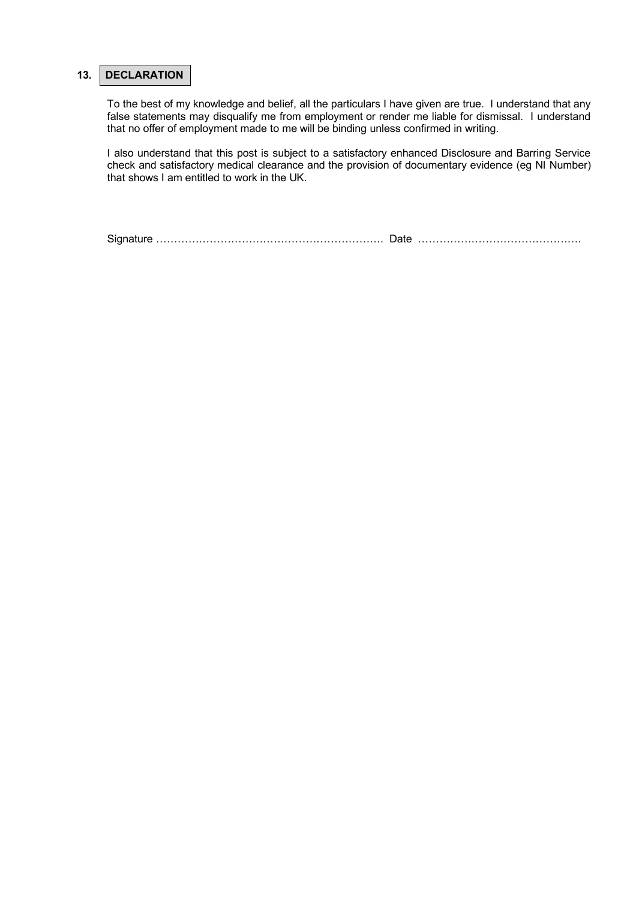## 13. DECLARATION

To the best of my knowledge and belief, all the particulars I have given are true. I understand that any false statements may disqualify me from employment or render me liable for dismissal. I understand that no offer of employment made to me will be binding unless confirmed in writing.

I also understand that this post is subject to a satisfactory enhanced Disclosure and Barring Service check and satisfactory medical clearance and the provision of documentary evidence (eg NI Number) that shows I am entitled to work in the UK.

Signature ………………………………………………………… Date ………………………………………